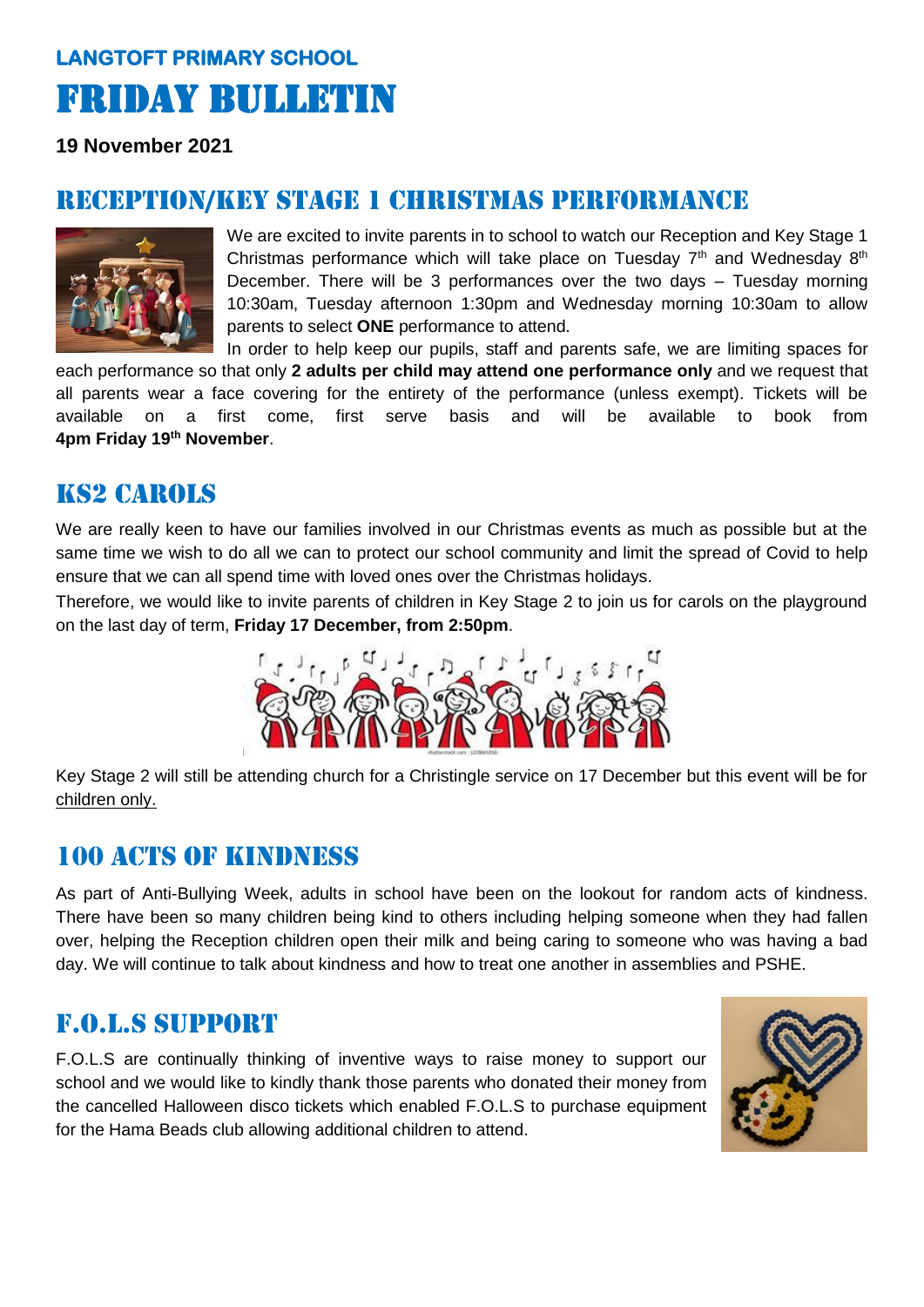**LANGTOFT PRIMARY SCHOOL**

# FRIDAY BULLETIN

**19 November 2021**

## RECEPTION/KEY STAGE 1 CHRISTMAS PERFORMANCE

We are excited to invite parents in to school to watch our Reception and Key Stage 1 Christmas performance which will take place on Tuesday 7th and Wednesday 8th December. There will be 3 performances over the two days – Tuesday morning 10:30am, Tuesday afternoon 1:30pm and Wednesday morning 10:30am to allow parents to select **ONE** performance to attend.

In order to help keep our pupils, staff and parents safe, we are limiting spaces for each performance so that only **2 adults per child may attend one performance only** and we request that all parents wear a face covering for the entirety of the performance (unless exempt). Tickets will be available on a first come, first serve basis and will be available to book from **4pm Friday 19th November**.

## KS2 CAROLS

We are really keen to have our families involved in our Christmas events as much as possible but at the same time we wish to do all we can to protect our school community and limit the spread of Covid to help ensure that we can all spend time with loved ones over the Christmas holidays.

Therefore, we would like to invite parents of children in Key Stage 2 to join us for carols on the playground on the last day of term, **Friday 17 December, from 2:50pm**.

Key Stage 2 will still be attending church for a Christingle service on 17 December but this event will be for children only.

## 100 ACTS OF KINDNESS

As part of Anti-Bullying Week, adults in school have been on the lookout for random acts of kindness. There have been so many children being kind to others including helping someone when they had fallen over, helping the Reception children open their milk and being caring to someone who was having a bad day. We will continue to talk about kindness and how to treat one another in assemblies and PSHE.

## F.O.L.S SUPPORT

F.O.L.S are continually thinking of inventive ways to raise money to support our school and we would like to kindly thank those parents who donated their money from the cancelled Halloween disco tickets which enabled F.O.L.S to purchase equipment for the Hama Beads club allowing additional children to attend.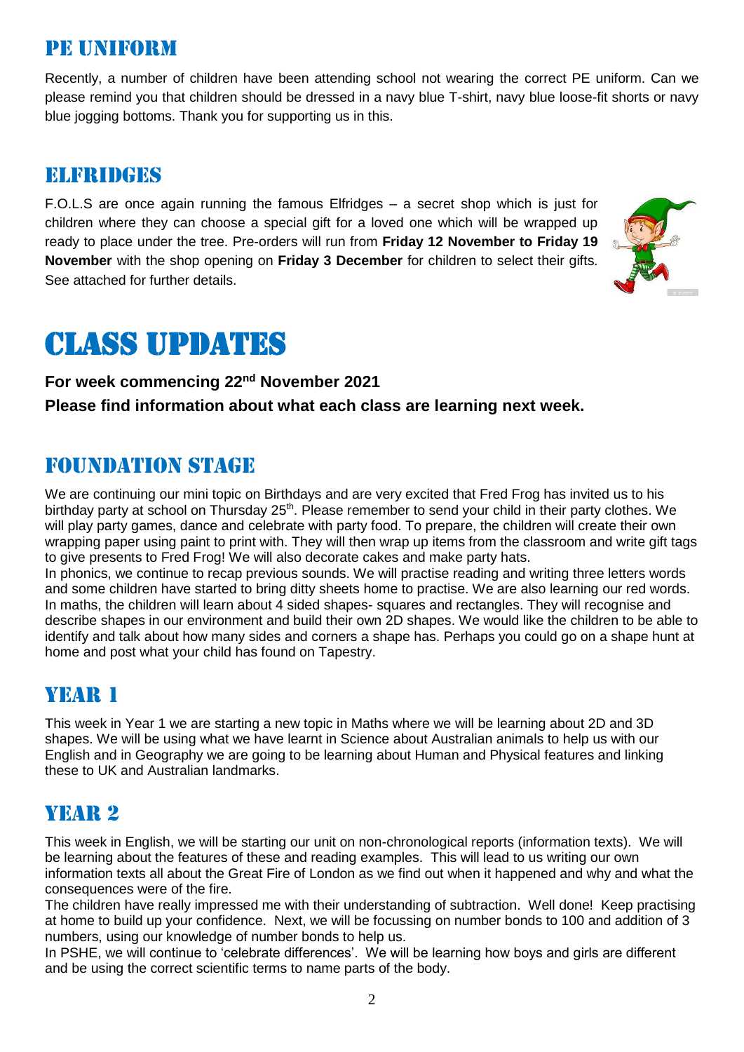## PE UNIFORM

Recently, a number of children have been attending school not wearing the correct PE uniform. Can we please remind you that children should be dressed in a navy blue T-shirt, navy blue loose-fit shorts or navy blue jogging bottoms. Thank you for supporting us in this.

## ELFRIDGES

F.O.L.S are once again running the famous Elfridges – a secret shop which is just for children where they can choose a special gift for a loved one which will be wrapped up ready to place under the tree. Pre-orders will run from **Friday 12 November to Friday 19 November** with the shop opening on **Friday 3 December** for children to select their gifts. See attached for further details.

# CLASS UPDATES

**For week commencing 22nd November 2021**

**Please find information about what each class are learning next week.**

## FOUNDATION STAGE

We are continuing our mini topic on Birthdays and are very excited that Fred Frog has invited us to his birthday party at school on Thursday 25th. Please remember to send your child in their party clothes. We will play party games, dance and celebrate with party food. To prepare, the children will create their own wrapping paper using paint to print with. They will then wrap up items from the classroom and write gift tags to give presents to Fred Frog! We will also decorate cakes and make party hats.

In phonics, we continue to recap previous sounds. We will practise reading and writing three letters words and some children have started to bring ditty sheets home to practise. We are also learning our red words. In maths, the children will learn about 4 sided shapes- squares and rectangles. They will recognise and describe shapes in our environment and build their own 2D shapes. We would like the children to be able to identify and talk about how many sides and corners a shape has. Perhaps you could go on a shape hunt at home and post what your child has found on Tapestry.

## YEAR 1

This week in Year 1 we are starting a new topic in Maths where we will be learning about 2D and 3D shapes. We will be using what we have learnt in Science about Australian animals to help us with our English and in Geography we are going to be learning about Human and Physical features and linking these to UK and Australian landmarks.

## YEAR 2

This week in English, we will be starting our unit on non-chronological reports (information texts). We will be learning about the features of these and reading examples. This will lead to us writing our own information texts all about the Great Fire of London as we find out when it happened and why and what the consequences were of the fire.

The children have really impressed me with their understanding of subtraction. Well done! Keep practising at home to build up your confidence. Next, we will be focussing on number bonds to 100 and addition of 3 numbers, using our knowledge of number bonds to help us.

In PSHE, we will continue to 'celebrate differences'. We will be learning how boys and girls are different and be using the correct scientific terms to name parts of the body.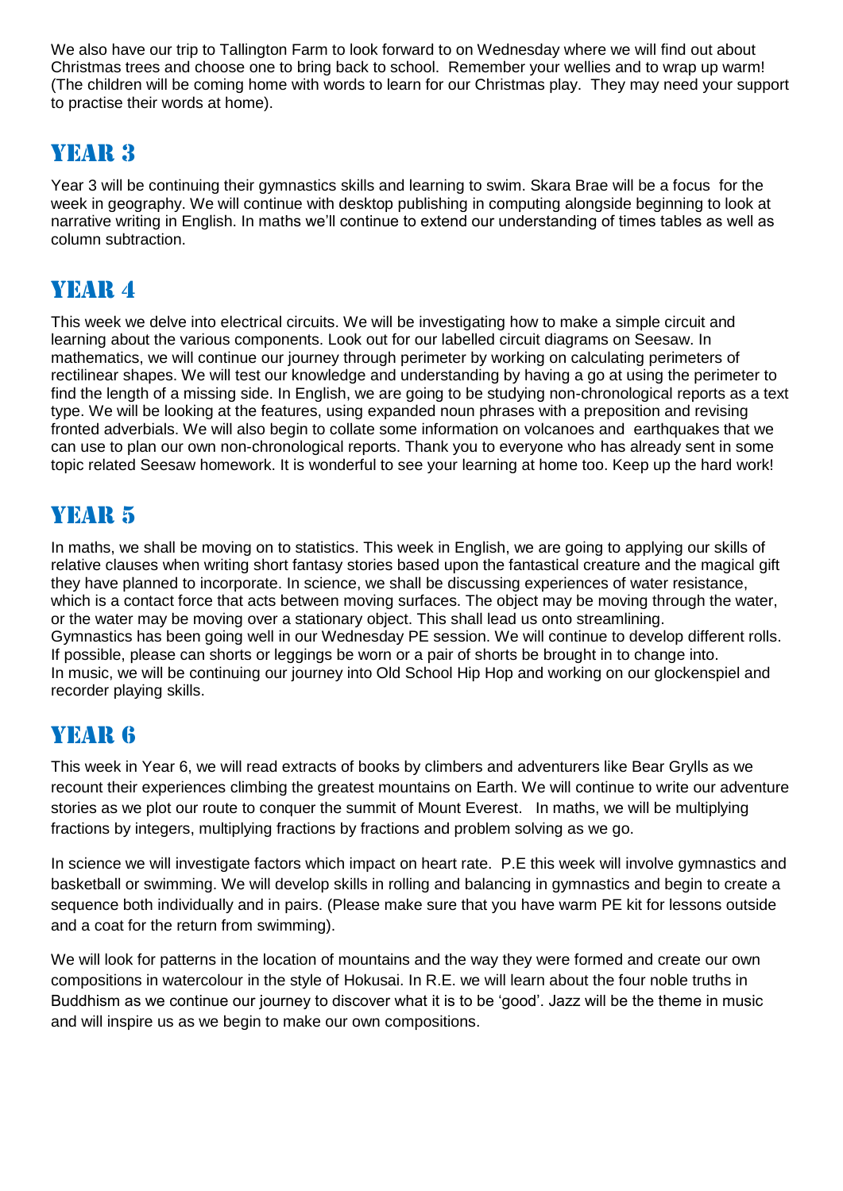We also have our trip to Tallington Farm to look forward to on Wednesday where we will find out about Christmas trees and choose one to bring back to school. Remember your wellies and to wrap up warm! (The children will be coming home with words to learn for our Christmas play. They may need your support to practise their words at home).

## Year 3

Year 3 will be continuing their gymnastics skills and learning to swim. Skara Brae will be a focus for the week in geography. We will continue with desktop publishing in computing alongside beginning to look at narrative writing in English. In maths we'll continue to extend our understanding of times tables as well as column subtraction.

## Year 4

This week we delve into electrical circuits. We will be investigating how to make a simple circuit and learning about the various components. Look out for our labelled circuit diagrams on Seesaw. In mathematics, we will continue our journey through perimeter by working on calculating perimeters of rectilinear shapes. We will test our knowledge and understanding by having a go at using the perimeter to find the length of a missing side. In English, we are going to be studying non-chronological reports as a text type. We will be looking at the features, using expanded noun phrases with a preposition and revising fronted adverbials. We will also begin to collate some information on volcanoes and earthquakes that we can use to plan our own non-chronological reports. Thank you to everyone who has already sent in some topic related Seesaw homework. It is wonderful to see your learning at home too. Keep up the hard work!

## Year 5

In maths, we shall be moving on to statistics. This week in English, we are going to applying our skills of relative clauses when writing short fantasy stories based upon the fantastical creature and the magical gift they have planned to incorporate. In science, we shall be discussing experiences of water resistance, which is a contact force that acts between moving surfaces. The object may be moving through the water, or the water may be moving over a stationary object. This shall lead us onto streamlining.
Gymnastics has been going well in our Wednesday PE session. We will continue to develop different rolls. If possible, please can shorts or leggings be worn or a pair of shorts be brought in to change into.
In music, we will be continuing our journey into Old School Hip Hop and working on our glockenspiel and recorder playing skills.

## Year 6

This week in Year 6, we will read extracts of books by climbers and adventurers like Bear Grylls as we recount their experiences climbing the greatest mountains on Earth. We will continue to write our adventure stories as we plot our route to conquer the summit of Mount Everest. In maths, we will be multiplying fractions by integers, multiplying fractions by fractions and problem solving as we go.

In science we will investigate factors which impact on heart rate. P.E this week will involve gymnastics and basketball or swimming. We will develop skills in rolling and balancing in gymnastics and begin to create a sequence both individually and in pairs. (Please make sure that you have warm PE kit for lessons outside and a coat for the return from swimming).

We will look for patterns in the location of mountains and the way they were formed and create our own compositions in watercolour in the style of Hokusai. In R.E. we will learn about the four noble truths in Buddhism as we continue our journey to discover what it is to be 'good'. Jazz will be the theme in music and will inspire us as we begin to make our own compositions.